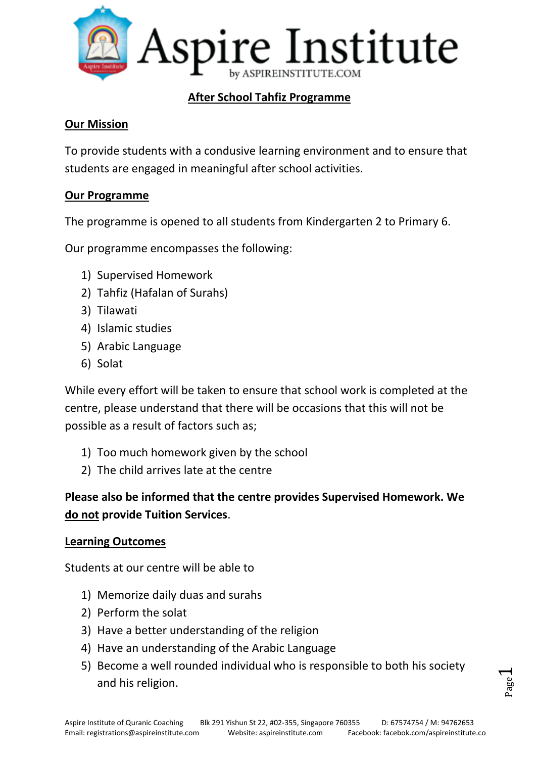# Aspire Institute

by ASPIREINSTITUTE.COM

## After School Tahfiz Programme

### Our Mission

To provide students with a condusive learning environment and to ensure that students are engaged in meaningful after school activities.

### Our Programme

The programme is opened to all students from Kindergarten 2 to Primary 6.

Our programme encompasses the following:

1) Supervised Homework
2) Tahfiz (Hafalan of Surahs)
3) Tilawati
4) Islamic studies
5) Arabic Language
6) Solat

While every effort will be taken to ensure that school work is completed at the centre, please understand that there will be occasions that this will not be possible as a result of factors such as;

1) Too much homework given by the school
2) The child arrives late at the centre

**Please also be informed that the centre provides Supervised Homework. We do not provide Tuition Services**.

### Learning Outcomes

Students at our centre will be able to

1) Memorize daily duas and surahs
2) Perform the solat
3) Have a better understanding of the religion
4) Have an understanding of the Arabic Language
5) Become a well rounded individual who is responsible to both his society and his religion.

Aspire Institute of Quranic Coaching Blk 291 Yishun St 22, #02-355, Singapore 760355 D: 67574754 / M: 94762653
Email: registrations@aspireinstitute.com Website: aspireinstitute.com Facebook: facebook.com/aspireinstitute.co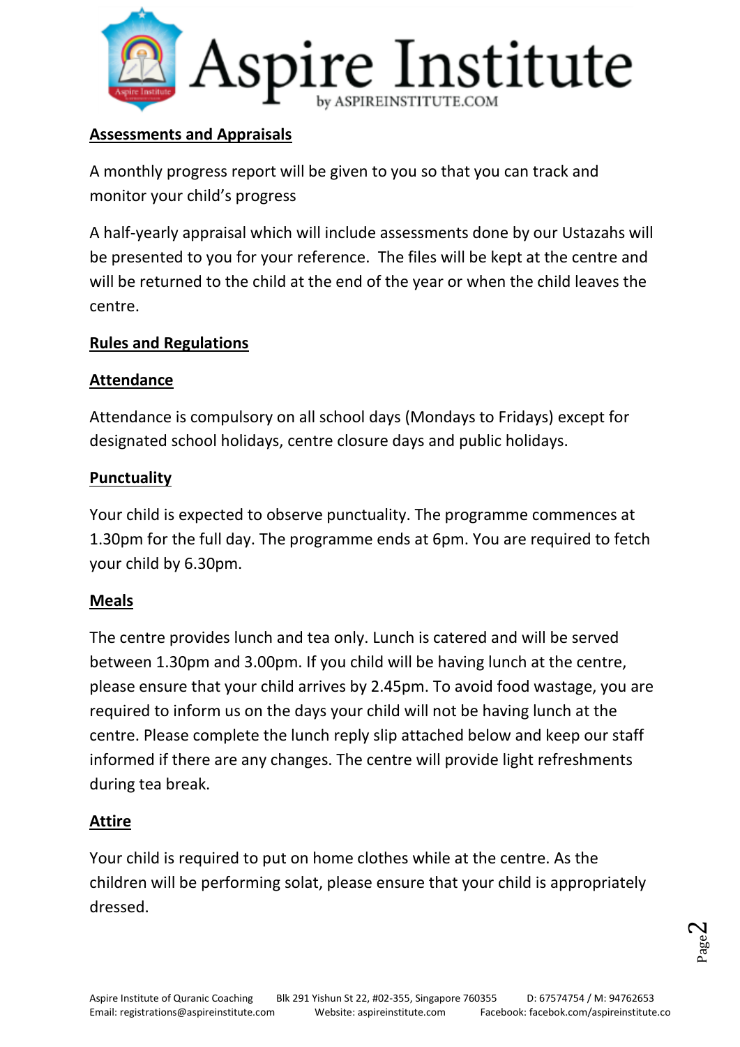## Assessments and Appraisals

A monthly progress report will be given to you so that you can track and monitor your child's progress

A half-yearly appraisal which will include assessments done by our Ustazahs will be presented to you for your reference. The files will be kept at the centre and will be returned to the child at the end of the year or when the child leaves the centre.

## Rules and Regulations

### Attendance

Attendance is compulsory on all school days (Mondays to Fridays) except for designated school holidays, centre closure days and public holidays.

### Punctuality

Your child is expected to observe punctuality. The programme commences at 1.30pm for the full day. The programme ends at 6pm. You are required to fetch your child by 6.30pm.

### Meals

The centre provides lunch and tea only. Lunch is catered and will be served between 1.30pm and 3.00pm. If you child will be having lunch at the centre, please ensure that your child arrives by 2.45pm. To avoid food wastage, you are required to inform us on the days your child will not be having lunch at the centre. Please complete the lunch reply slip attached below and keep our staff informed if there are any changes. The centre will provide light refreshments during tea break.

### Attire

Your child is required to put on home clothes while at the centre. As the children will be performing solat, please ensure that your child is appropriately dressed.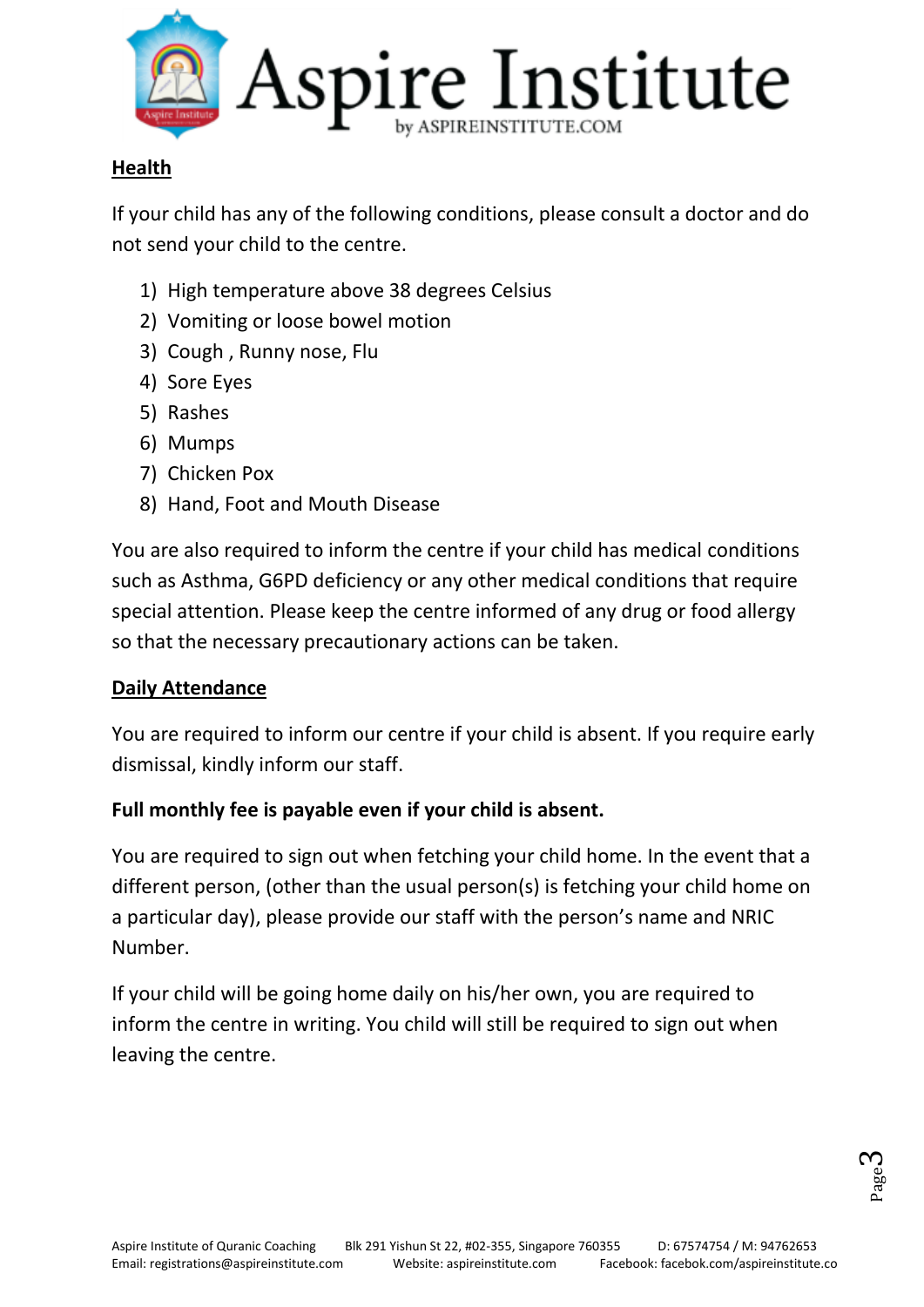## Health

If your child has any of the following conditions, please consult a doctor and do not send your child to the centre.

1) High temperature above 38 degrees Celsius
2) Vomiting or loose bowel motion
3) Cough , Runny nose, Flu
4) Sore Eyes
5) Rashes
6) Mumps
7) Chicken Pox
8) Hand, Foot and Mouth Disease

You are also required to inform the centre if your child has medical conditions such as Asthma, G6PD deficiency or any other medical conditions that require special attention. Please keep the centre informed of any drug or food allergy so that the necessary precautionary actions can be taken.

## Daily Attendance

You are required to inform our centre if your child is absent. If you require early dismissal, kindly inform our staff.

**Full monthly fee is payable even if your child is absent.**

You are required to sign out when fetching your child home. In the event that a different person, (other than the usual person(s) is fetching your child home on a particular day), please provide our staff with the person's name and NRIC Number.

If your child will be going home daily on his/her own, you are required to inform the centre in writing. You child will still be required to sign out when leaving the centre.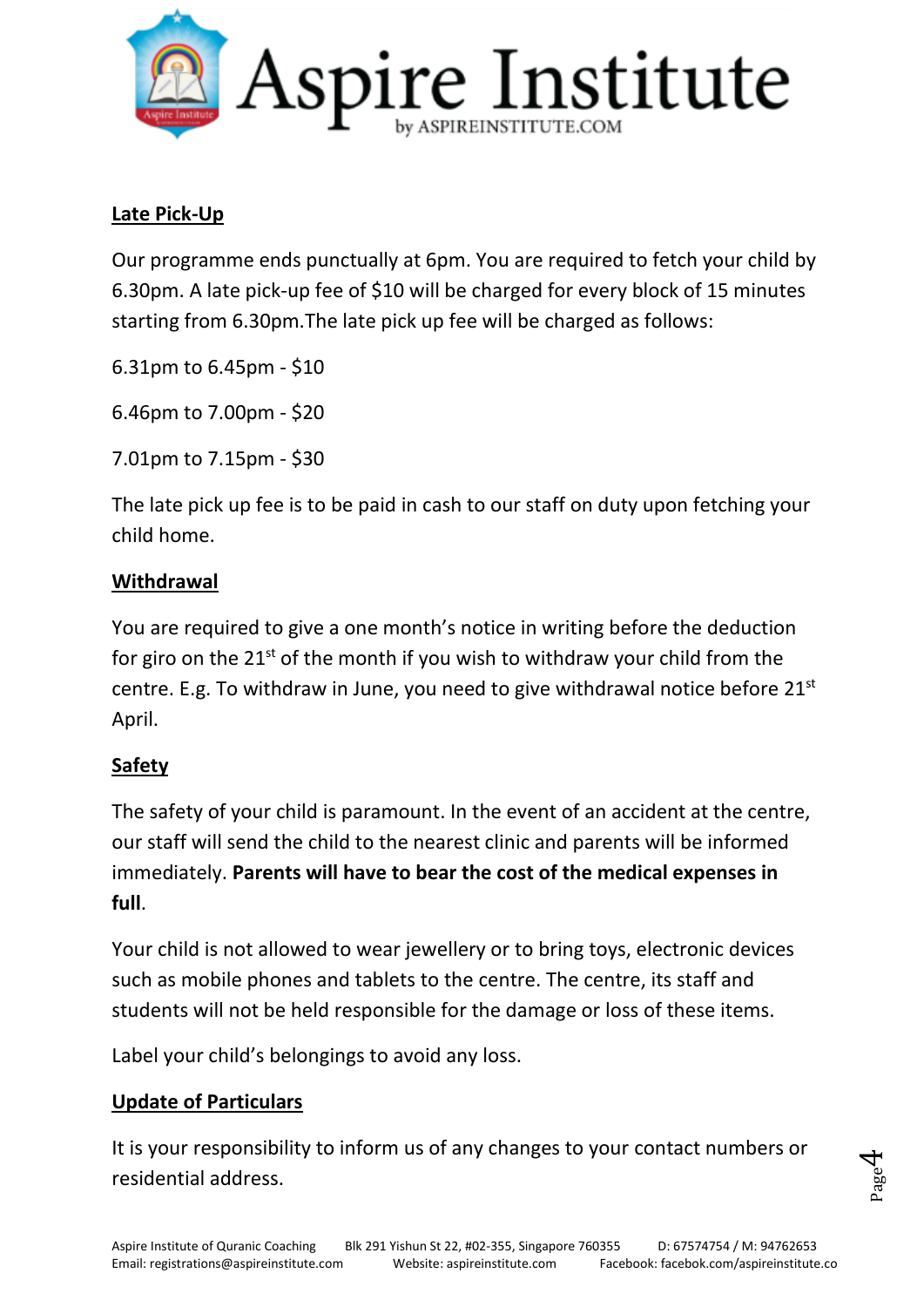## Late Pick-Up

Our programme ends punctually at 6pm. You are required to fetch your child by 6.30pm. A late pick-up fee of $10 will be charged for every block of 15 minutes starting from 6.30pm.The late pick up fee will be charged as follows:

6.31pm to 6.45pm - $10

6.46pm to 7.00pm - $20

7.01pm to 7.15pm - $30

The late pick up fee is to be paid in cash to our staff on duty upon fetching your child home.

## Withdrawal

You are required to give a one month's notice in writing before the deduction for giro on the 21st of the month if you wish to withdraw your child from the centre. E.g. To withdraw in June, you need to give withdrawal notice before 21st April.

## Safety

The safety of your child is paramount. In the event of an accident at the centre, our staff will send the child to the nearest clinic and parents will be informed immediately. **Parents will have to bear the cost of the medical expenses in full**.

Your child is not allowed to wear jewellery or to bring toys, electronic devices such as mobile phones and tablets to the centre. The centre, its staff and students will not be held responsible for the damage or loss of these items.

Label your child's belongings to avoid any loss.

## Update of Particulars

It is your responsibility to inform us of any changes to your contact numbers or residential address.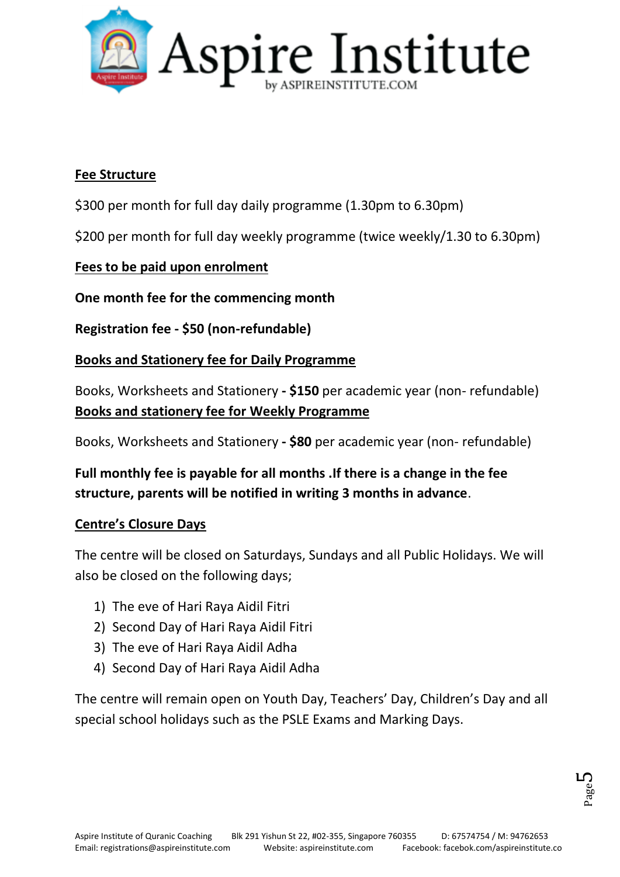**Fee Structure**

$300 per month for full day daily programme (1.30pm to 6.30pm)

$200 per month for full day weekly programme (twice weekly/1.30 to 6.30pm)

**Fees to be paid upon enrolment**

**One month fee for the commencing month**

**Registration fee - $50 (non-refundable)**

**Books and Stationery fee for Daily Programme**

Books, Worksheets and Stationery **- $150** per academic year (non- refundable)

**Books and stationery fee for Weekly Programme**

Books, Worksheets and Stationery **- $80** per academic year (non- refundable)

**Full monthly fee is payable for all months .If there is a change in the fee structure, parents will be notified in writing 3 months in advance**.

**Centre's Closure Days**

The centre will be closed on Saturdays, Sundays and all Public Holidays. We will also be closed on the following days;

1) The eve of Hari Raya Aidil Fitri
2) Second Day of Hari Raya Aidil Fitri
3) The eve of Hari Raya Aidil Adha
4) Second Day of Hari Raya Aidil Adha

The centre will remain open on Youth Day, Teachers' Day, Children's Day and all special school holidays such as the PSLE Exams and Marking Days.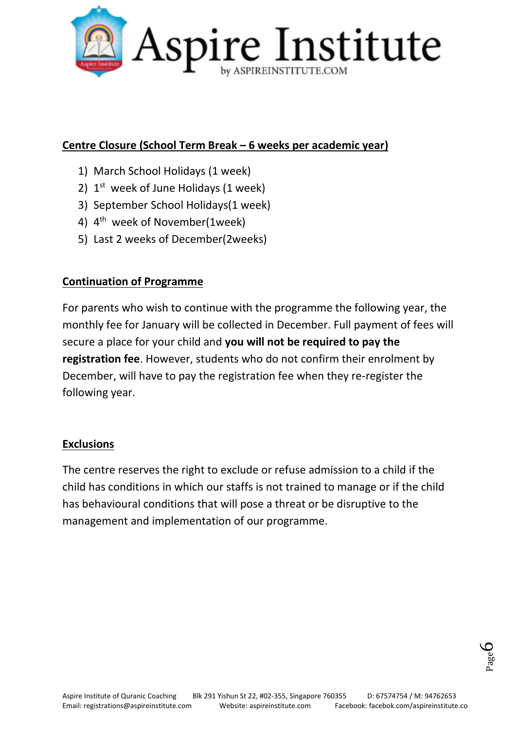## Centre Closure (School Term Break – 6 weeks per academic year)

1) March School Holidays (1 week)
2) 1st week of June Holidays (1 week)
3) September School Holidays(1 week)
4) 4th week of November(1week)
5) Last 2 weeks of December(2weeks)

## Continuation of Programme

For parents who wish to continue with the programme the following year, the monthly fee for January will be collected in December. Full payment of fees will secure a place for your child and **you will not be required to pay the registration fee**. However, students who do not confirm their enrolment by December, will have to pay the registration fee when they re-register the following year.

## Exclusions

The centre reserves the right to exclude or refuse admission to a child if the child has conditions in which our staffs is not trained to manage or if the child has behavioural conditions that will pose a threat or be disruptive to the management and implementation of our programme.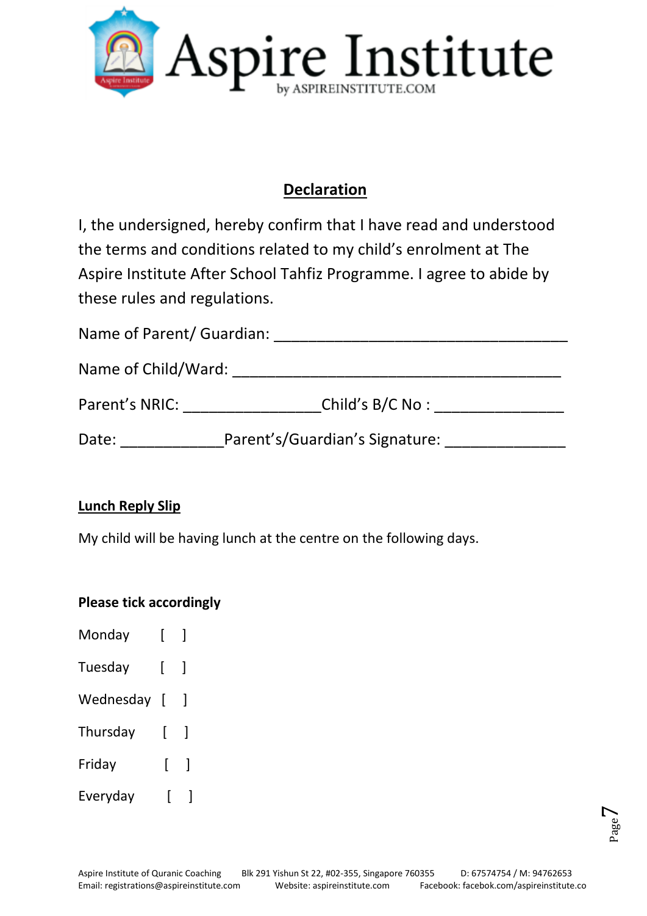# Aspire Institute

by ASPIREINSTITUTE.COM

## Declaration

I, the undersigned, hereby confirm that I have read and understood the terms and conditions related to my child's enrolment at The Aspire Institute After School Tahfiz Programme. I agree to abide by these rules and regulations.

Name of Parent/ Guardian: ___________________________________

Name of Child/Ward: _______________________________________

Parent's NRIC: ________________Child's B/C No : _______________

Date: ____________Parent's/Guardian's Signature: ______________

### Lunch Reply Slip

My child will be having lunch at the centre on the following days.

**Please tick accordingly**

Monday [ ]

Tuesday [ ]

Wednesday [ ]

Thursday [ ]

Friday [ ]

Everyday [ ]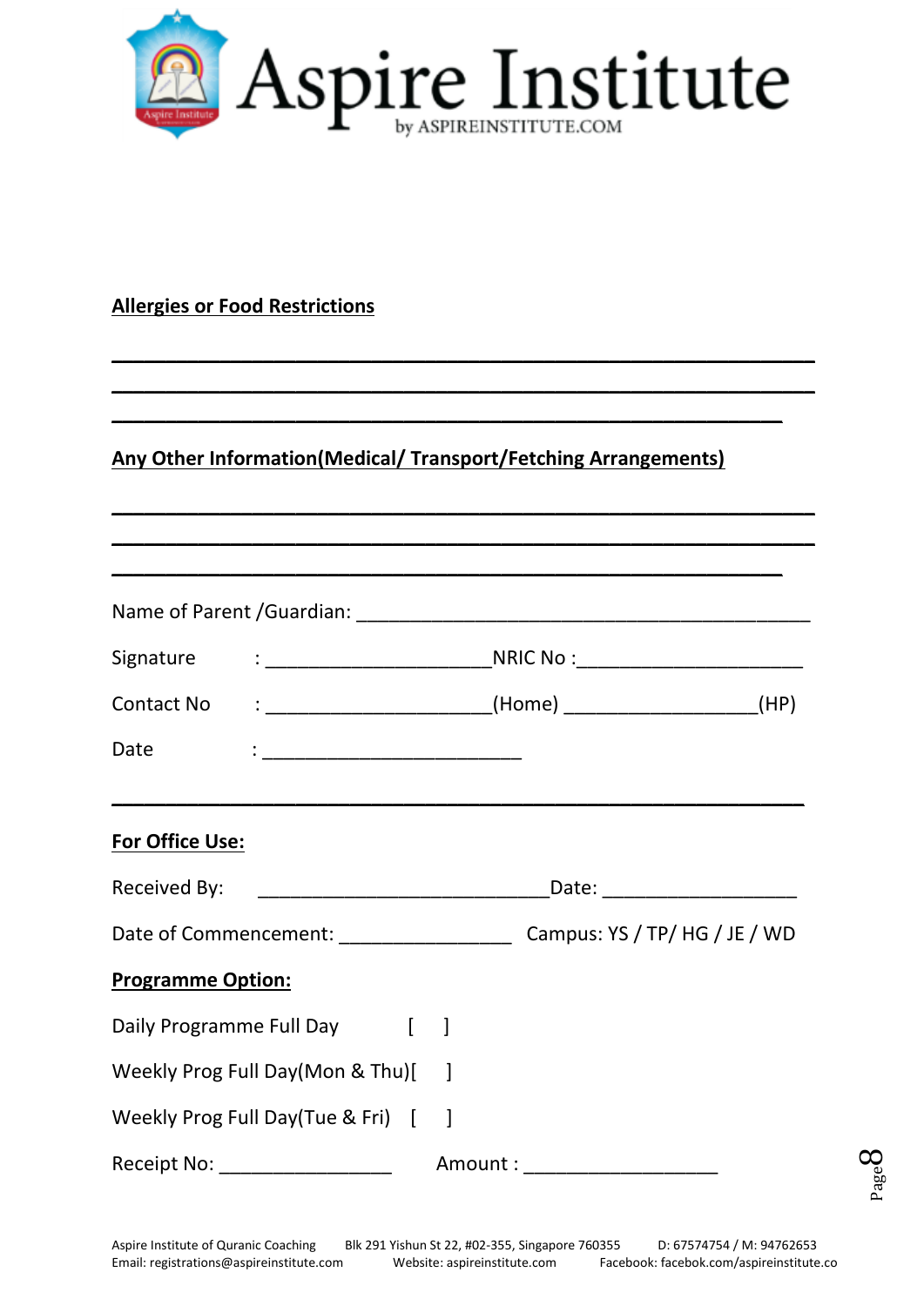# Aspire Institute

by ASPIREINSTITUTE.COM

**Allergies or Food Restrictions**

______________________________________________________________

______________________________________________________________

___________________________________________________________

**Any Other Information(Medical/ Transport/Fetching Arrangements)**

______________________________________________________________

______________________________________________________________

___________________________________________________________

Name of Parent /Guardian: ________________________________________

Signature : ____________________NRIC No :____________________

Contact No : ____________________(Home) ________________(HP)

Date : ______________________

______________________________________________________________

**For Office Use:**

Received By: _________________________Date: _________________

Date of Commencement: _______________ Campus: YS / TP/ HG / JE / WD

**Programme Option:**

Daily Programme Full Day [ ]

Weekly Prog Full Day(Mon & Thu)[ ]

Weekly Prog Full Day(Tue & Fri) [ ]

Receipt No: _______________ Amount : _________________

Aspire Institute of Quranic Coaching Blk 291 Yishun St 22, #02-355, Singapore 760355 D: 67574754 / M: 94762653
Email: registrations@aspireinstitute.com Website: aspireinstitute.com Facebook: facebok.com/aspireinstitute.co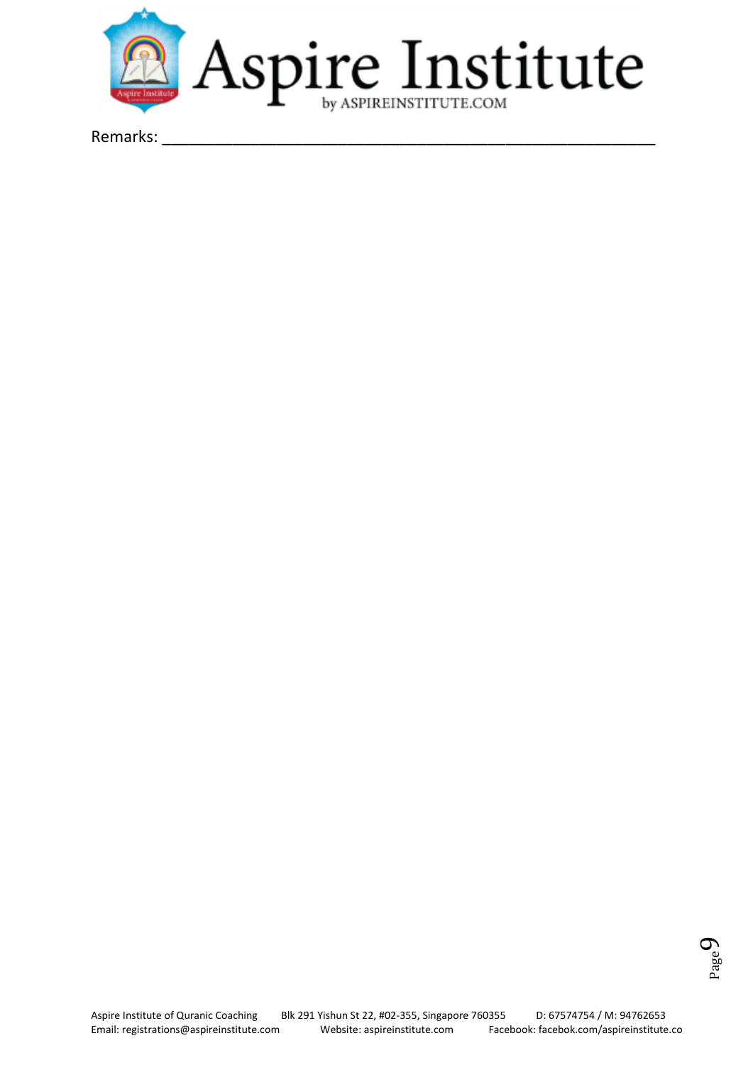Remarks: ____________________________________________________________